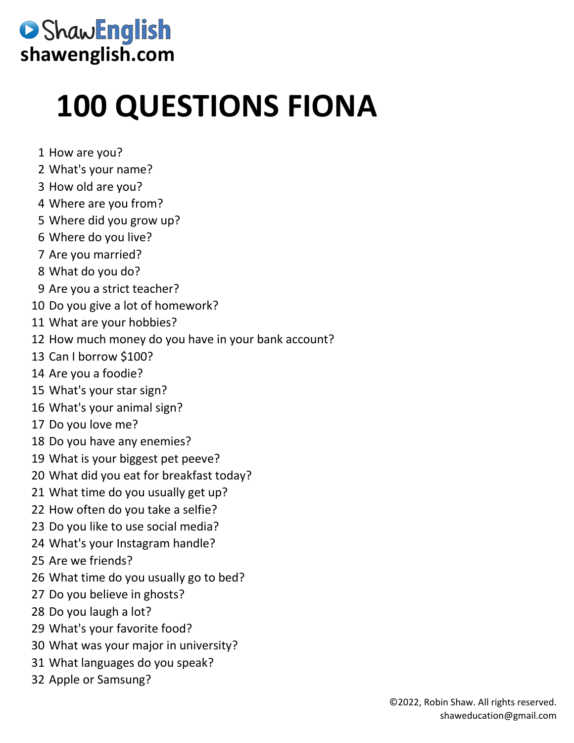**ShawEnglish**
**shawenglish.com**

# 100 QUESTIONS FIONA

1. How are you?
2. What's your name?
3. How old are you?
4. Where are you from?
5. Where did you grow up?
6. Where do you live?
7. Are you married?
8. What do you do?
9. Are you a strict teacher?
10. Do you give a lot of homework?
11. What are your hobbies?
12. How much money do you have in your bank account?
13. Can I borrow $100?
14. Are you a foodie?
15. What's your star sign?
16. What's your animal sign?
17. Do you love me?
18. Do you have any enemies?
19. What is your biggest pet peeve?
20. What did you eat for breakfast today?
21. What time do you usually get up?
22. How often do you take a selfie?
23. Do you like to use social media?
24. What's your Instagram handle?
25. Are we friends?
26. What time do you usually go to bed?
27. Do you believe in ghosts?
28. Do you laugh a lot?
29. What's your favorite food?
30. What was your major in university?
31. What languages do you speak?
32. Apple or Samsung?

©2022, Robin Shaw. All rights reserved.
shaweducation@gmail.com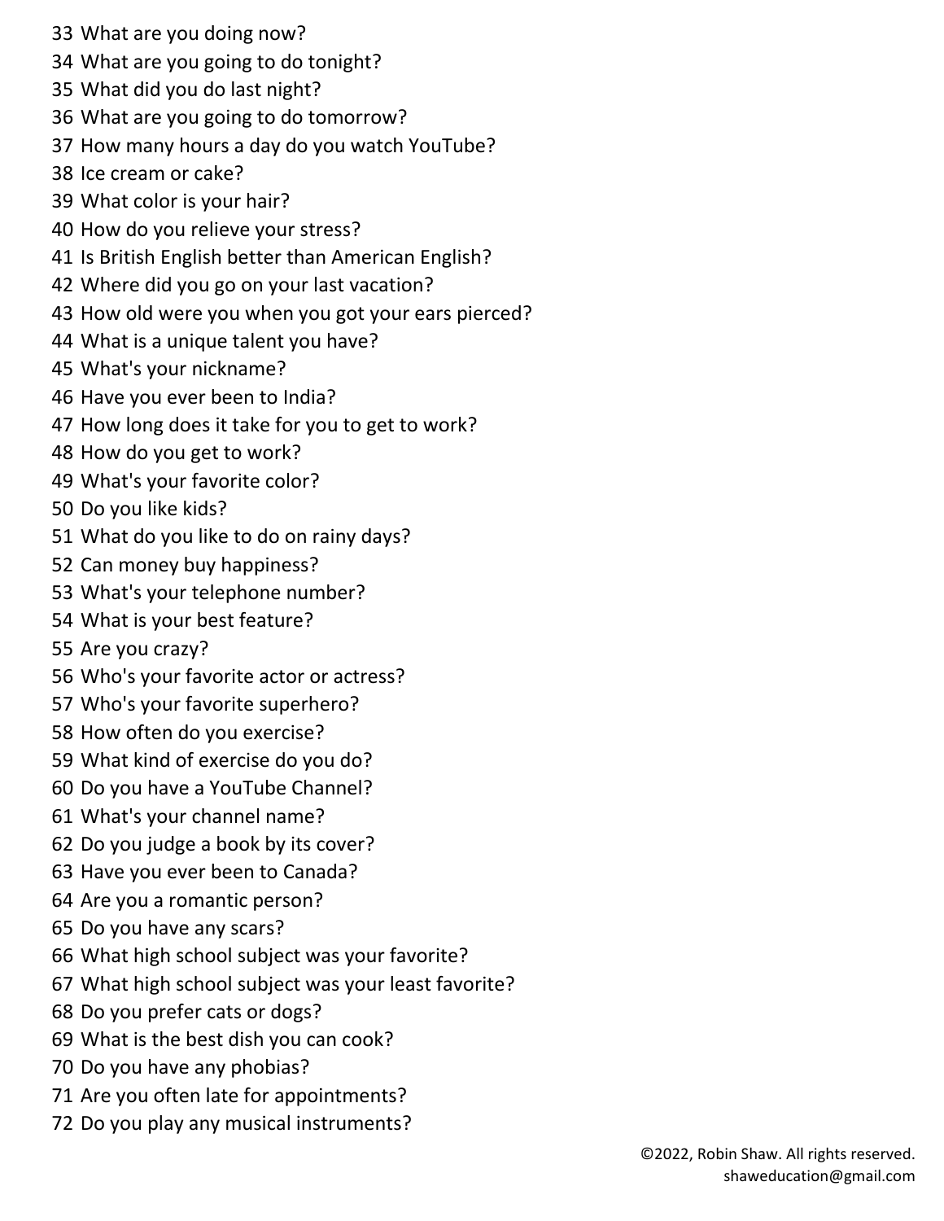33 What are you doing now?
34 What are you going to do tonight?
35 What did you do last night?
36 What are you going to do tomorrow?
37 How many hours a day do you watch YouTube?
38 Ice cream or cake?
39 What color is your hair?
40 How do you relieve your stress?
41 Is British English better than American English?
42 Where did you go on your last vacation?
43 How old were you when you got your ears pierced?
44 What is a unique talent you have?
45 What's your nickname?
46 Have you ever been to India?
47 How long does it take for you to get to work?
48 How do you get to work?
49 What's your favorite color?
50 Do you like kids?
51 What do you like to do on rainy days?
52 Can money buy happiness?
53 What's your telephone number?
54 What is your best feature?
55 Are you crazy?
56 Who's your favorite actor or actress?
57 Who's your favorite superhero?
58 How often do you exercise?
59 What kind of exercise do you do?
60 Do you have a YouTube Channel?
61 What's your channel name?
62 Do you judge a book by its cover?
63 Have you ever been to Canada?
64 Are you a romantic person?
65 Do you have any scars?
66 What high school subject was your favorite?
67 What high school subject was your least favorite?
68 Do you prefer cats or dogs?
69 What is the best dish you can cook?
70 Do you have any phobias?
71 Are you often late for appointments?
72 Do you play any musical instruments?

©2022, Robin Shaw. All rights reserved.
shaweducation@gmail.com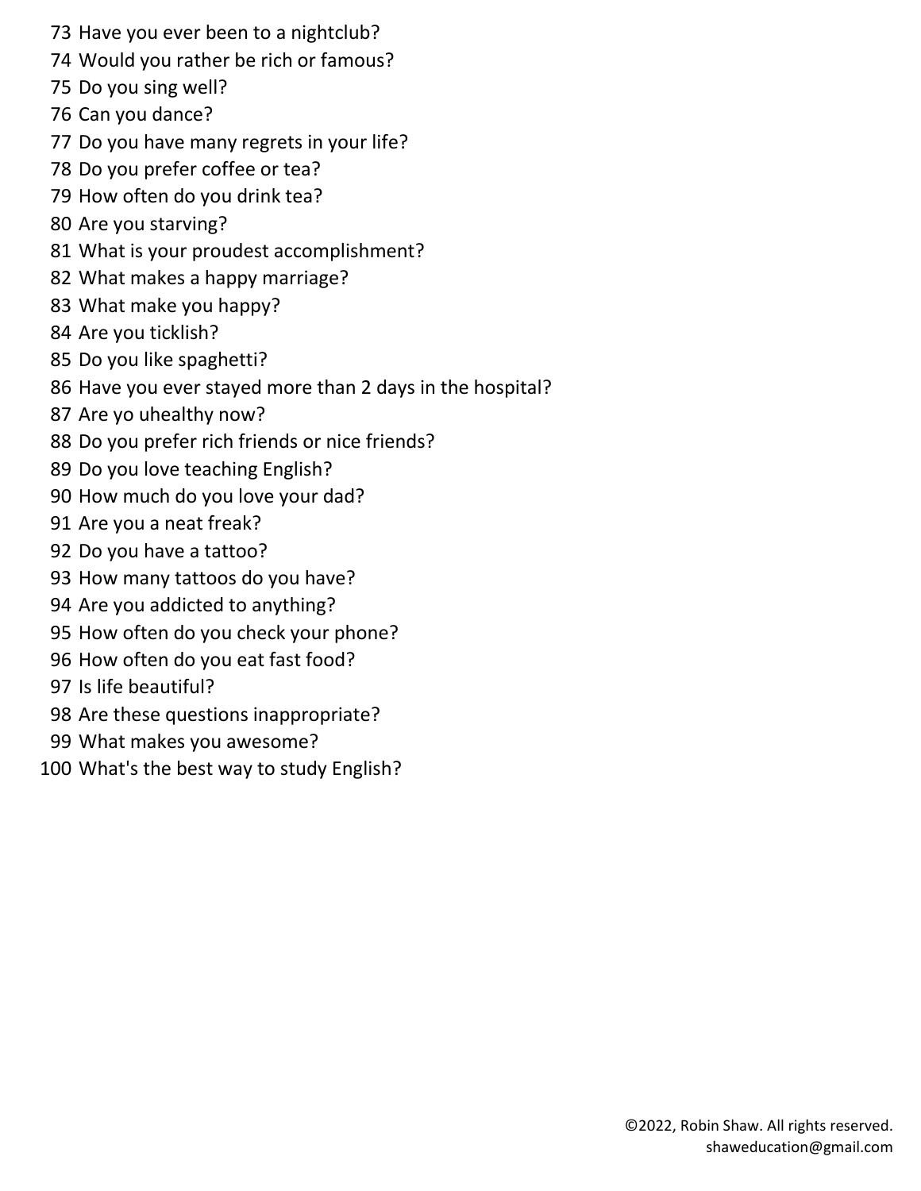73. Have you ever been to a nightclub?
74. Would you rather be rich or famous?
75. Do you sing well?
76. Can you dance?
77. Do you have many regrets in your life?
78. Do you prefer coffee or tea?
79. How often do you drink tea?
80. Are you starving?
81. What is your proudest accomplishment?
82. What makes a happy marriage?
83. What make you happy?
84. Are you ticklish?
85. Do you like spaghetti?
86. Have you ever stayed more than 2 days in the hospital?
87. Are yo uhealthy now?
88. Do you prefer rich friends or nice friends?
89. Do you love teaching English?
90. How much do you love your dad?
91. Are you a neat freak?
92. Do you have a tattoo?
93. How many tattoos do you have?
94. Are you addicted to anything?
95. How often do you check your phone?
96. How often do you eat fast food?
97. Is life beautiful?
98. Are these questions inappropriate?
99. What makes you awesome?
100. What's the best way to study English?

©2022, Robin Shaw. All rights reserved.
shaweducation@gmail.com